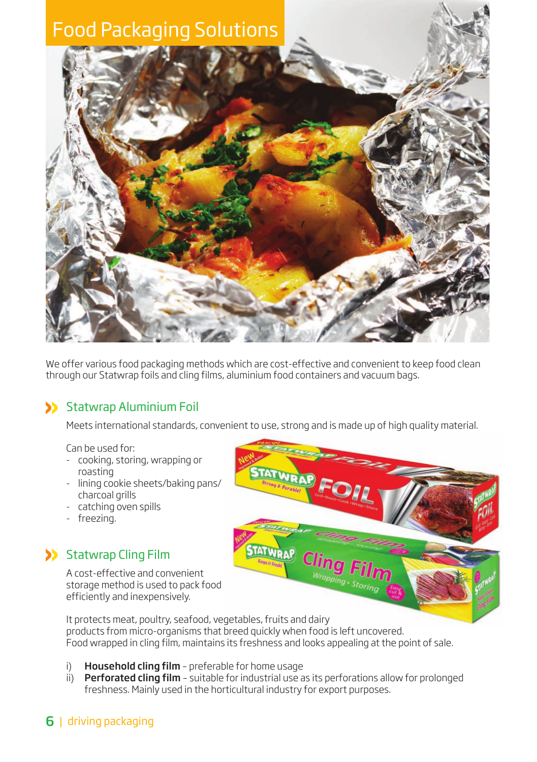# Food Packaging Solutions

We offer various food packaging methods which are cost-effective and convenient to keep food clean through our Statwrap foils and cling films, aluminium food containers and vacuum bags.

## Statwrap Aluminium Foil

Meets international standards, convenient to use, strong and is made up of high quality material.

Can be used for:

- cooking, storing, wrapping or roasting
- lining cookie sheets/baking pans/ charcoal grills
- catching oven spills
- freezing.

## Statwrap Cling Film

A cost-effective and convenient storage method is used to pack food efficiently and inexpensively.

It protects meat, poultry, seafood, vegetables, fruits and dairy products from micro-organisms that breed quickly when food is left uncovered. Food wrapped in cling film, maintains its freshness and looks appealing at the point of sale.

i) **Household cling film** – preferable for home usage
ii) **Perforated cling film** – suitable for industrial use as its perforations allow for prolonged freshness. Mainly used in the horticultural industry for export purposes.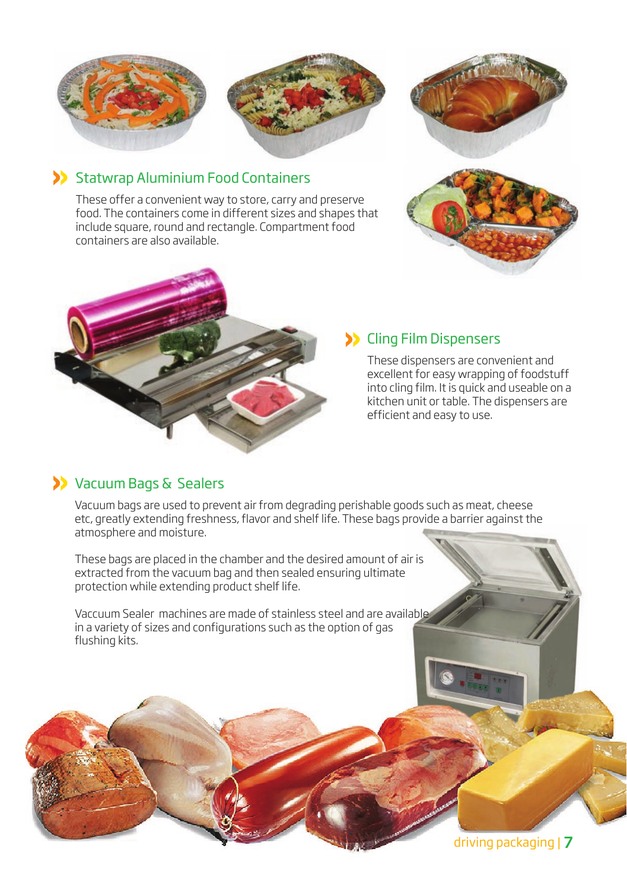## Statwrap Aluminium Food Containers

These offer a convenient way to store, carry and preserve food. The containers come in different sizes and shapes that include square, round and rectangle. Compartment food containers are also available.

## Cling Film Dispensers

These dispensers are convenient and excellent for easy wrapping of foodstuff into cling film. It is quick and useable on a kitchen unit or table. The dispensers are efficient and easy to use.

## Vacuum Bags & Sealers

Vacuum bags are used to prevent air from degrading perishable goods such as meat, cheese etc, greatly extending freshness, flavor and shelf life. These bags provide a barrier against the atmosphere and moisture.

These bags are placed in the chamber and the desired amount of air is extracted from the vacuum bag and then sealed ensuring ultimate protection while extending product shelf life.

Vaccuum Sealer machines are made of stainless steel and are available in a variety of sizes and configurations such as the option of gas flushing kits.